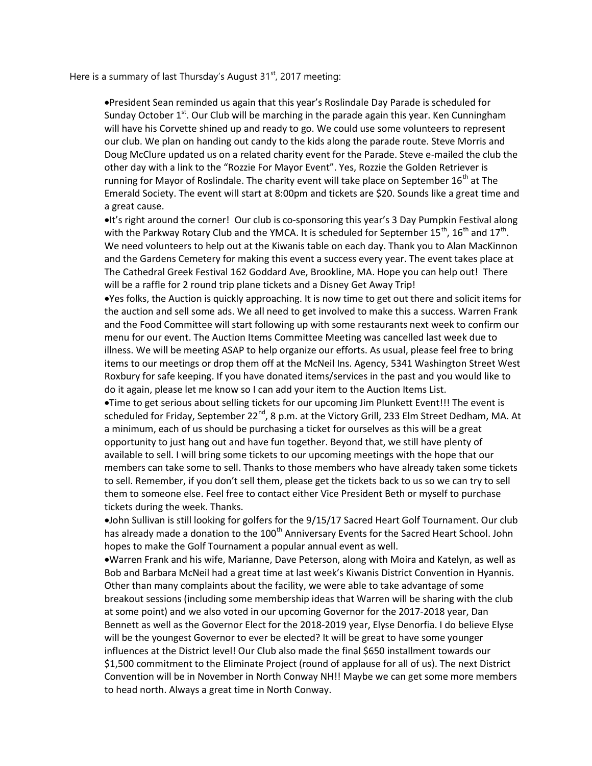Here is a summary of last Thursday's August 31st, 2017 meeting:

- President Sean reminded us again that this year's Roslindale Day Parade is scheduled for Sunday October 1st. Our Club will be marching in the parade again this year. Ken Cunningham will have his Corvette shined up and ready to go. We could use some volunteers to represent our club. We plan on handing out candy to the kids along the parade route. Steve Morris and Doug McClure updated us on a related charity event for the Parade. Steve e-mailed the club the other day with a link to the "Rozzie For Mayor Event". Yes, Rozzie the Golden Retriever is running for Mayor of Roslindale. The charity event will take place on September 16th at The Emerald Society. The event will start at 8:00pm and tickets are $20. Sounds like a great time and a great cause.
- It's right around the corner! Our club is co-sponsoring this year's 3 Day Pumpkin Festival along with the Parkway Rotary Club and the YMCA. It is scheduled for September 15th, 16th and 17th. We need volunteers to help out at the Kiwanis table on each day. Thank you to Alan MacKinnon and the Gardens Cemetery for making this event a success every year. The event takes place at The Cathedral Greek Festival 162 Goddard Ave, Brookline, MA. Hope you can help out! There will be a raffle for 2 round trip plane tickets and a Disney Get Away Trip!
- Yes folks, the Auction is quickly approaching. It is now time to get out there and solicit items for the auction and sell some ads. We all need to get involved to make this a success. Warren Frank and the Food Committee will start following up with some restaurants next week to confirm our menu for our event. The Auction Items Committee Meeting was cancelled last week due to illness. We will be meeting ASAP to help organize our efforts. As usual, please feel free to bring items to our meetings or drop them off at the McNeil Ins. Agency, 5341 Washington Street West Roxbury for safe keeping. If you have donated items/services in the past and you would like to do it again, please let me know so I can add your item to the Auction Items List.
- Time to get serious about selling tickets for our upcoming Jim Plunkett Event!!! The event is scheduled for Friday, September 22nd, 8 p.m. at the Victory Grill, 233 Elm Street Dedham, MA. At a minimum, each of us should be purchasing a ticket for ourselves as this will be a great opportunity to just hang out and have fun together. Beyond that, we still have plenty of available to sell. I will bring some tickets to our upcoming meetings with the hope that our members can take some to sell. Thanks to those members who have already taken some tickets to sell. Remember, if you don't sell them, please get the tickets back to us so we can try to sell them to someone else. Feel free to contact either Vice President Beth or myself to purchase tickets during the week. Thanks.
- John Sullivan is still looking for golfers for the 9/15/17 Sacred Heart Golf Tournament. Our club has already made a donation to the 100th Anniversary Events for the Sacred Heart School. John hopes to make the Golf Tournament a popular annual event as well.
- Warren Frank and his wife, Marianne, Dave Peterson, along with Moira and Katelyn, as well as Bob and Barbara McNeil had a great time at last week's Kiwanis District Convention in Hyannis. Other than many complaints about the facility, we were able to take advantage of some breakout sessions (including some membership ideas that Warren will be sharing with the club at some point) and we also voted in our upcoming Governor for the 2017-2018 year, Dan Bennett as well as the Governor Elect for the 2018-2019 year, Elyse Denorfia. I do believe Elyse will be the youngest Governor to ever be elected? It will be great to have some younger influences at the District level! Our Club also made the final $650 installment towards our $1,500 commitment to the Eliminate Project (round of applause for all of us). The next District Convention will be in November in North Conway NH!! Maybe we can get some more members to head north. Always a great time in North Conway.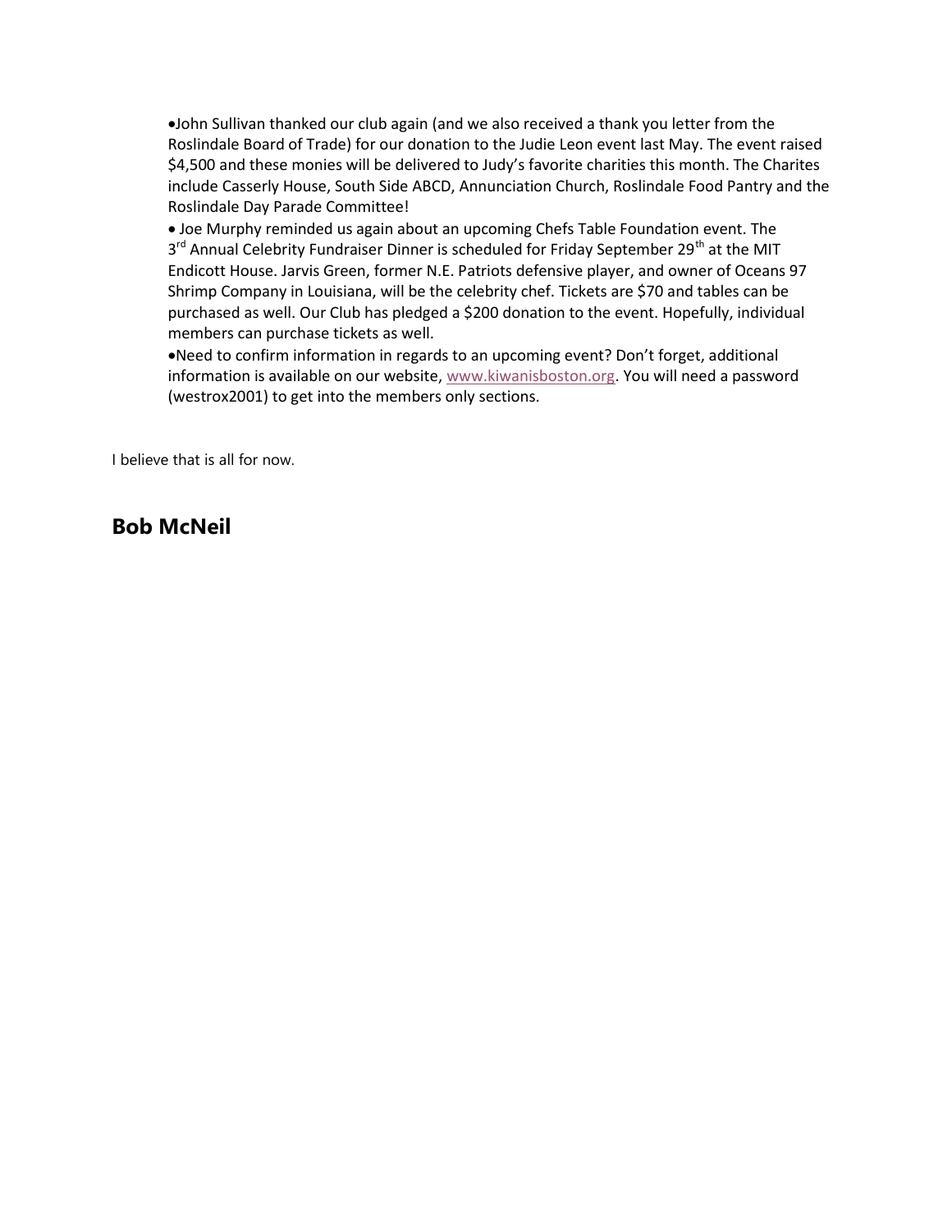- John Sullivan thanked our club again (and we also received a thank you letter from the Roslindale Board of Trade) for our donation to the Judie Leon event last May. The event raised $4,500 and these monies will be delivered to Judy's favorite charities this month. The Charites include Casserly House, South Side ABCD, Annunciation Church, Roslindale Food Pantry and the Roslindale Day Parade Committee!
- Joe Murphy reminded us again about an upcoming Chefs Table Foundation event. The 3rd Annual Celebrity Fundraiser Dinner is scheduled for Friday September 29th at the MIT Endicott House. Jarvis Green, former N.E. Patriots defensive player, and owner of Oceans 97 Shrimp Company in Louisiana, will be the celebrity chef. Tickets are $70 and tables can be purchased as well. Our Club has pledged a $200 donation to the event. Hopefully, individual members can purchase tickets as well.
- Need to confirm information in regards to an upcoming event? Don't forget, additional information is available on our website, [www.kiwanisboston.org](http://www.kiwanisboston.org). You will need a password (westrox2001) to get into the members only sections.

I believe that is all for now.

**Bob McNeil**